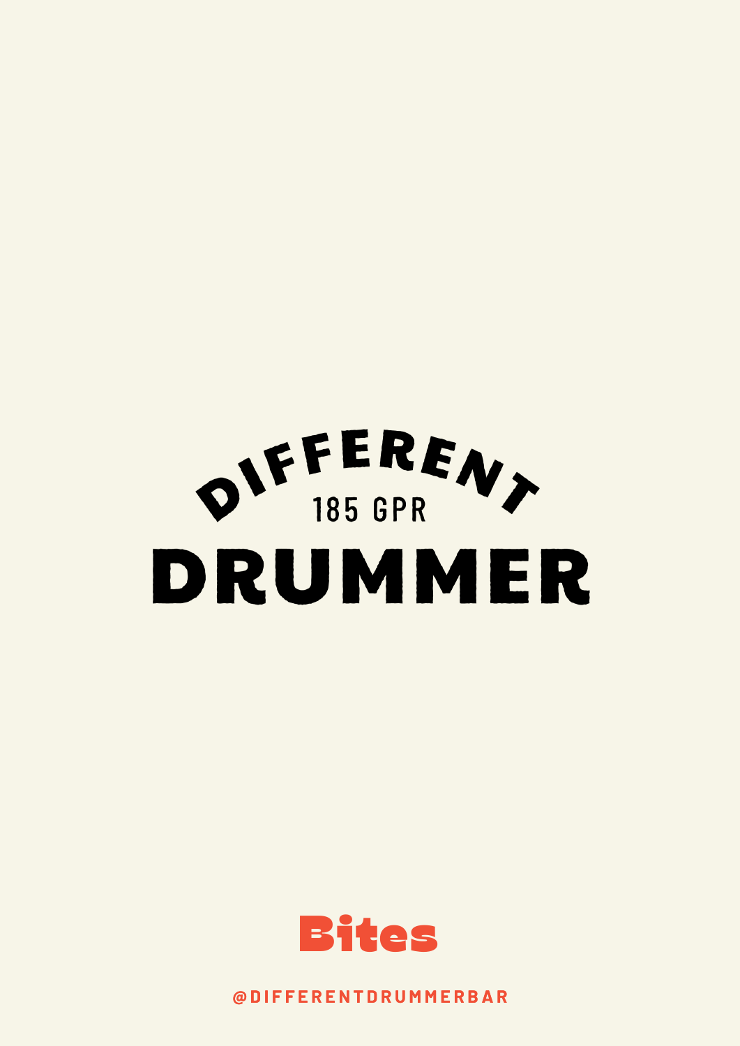# DIFFERENT

185 GPR

# DRUMMER

## Bites

@DIFFERENTDRUMMERBAR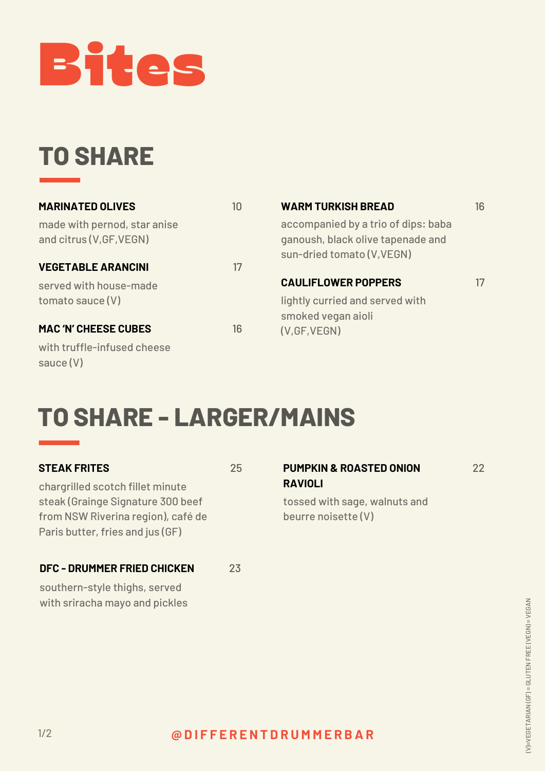# Bites

## TO SHARE

**MARINATED OLIVES** 10

made with pernod, star anise and citrus (V,GF,VEGN)

**VEGETABLE ARANCINI** 17

served with house-made tomato sauce (V)

**MAC 'N' CHEESE CUBES** 16

with truffle-infused cheese sauce (V)

**WARM TURKISH BREAD** 16

accompanied by a trio of dips: baba ganoush, black olive tapenade and sun-dried tomato (V,VEGN)

**CAULIFLOWER POPPERS** 17

lightly curried and served with smoked vegan aioli (V,GF,VEGN)

## TO SHARE - LARGER/MAINS

**STEAK FRITES** 25

chargrilled scotch fillet minute steak (Grainge Signature 300 beef from NSW Riverina region), café de Paris butter, fries and jus (GF)

**DFC - DRUMMER FRIED CHICKEN** 23

southern-style thighs, served with sriracha mayo and pickles

**PUMPKIN & ROASTED ONION RAVIOLI** 22

tossed with sage, walnuts and beurre noisette (V)

@DIFFERENTDRUMMERBAR

(V)=VEGETARIAN (GF) = GLUTEN FREE (VEGN)= VEGAN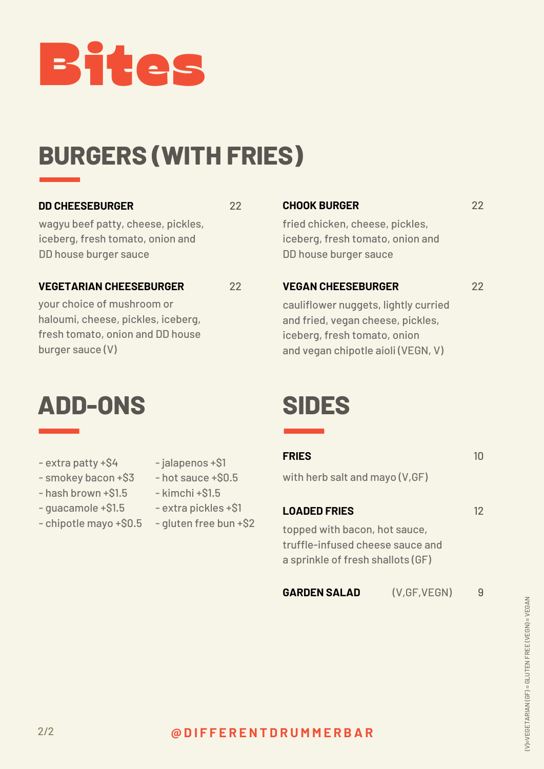# Bites

## BURGERS (WITH FRIES)

**DD CHEESEBURGER** 22

wagyu beef patty, cheese, pickles, iceberg, fresh tomato, onion and DD house burger sauce

**VEGETARIAN CHEESEBURGER** 22

your choice of mushroom or haloumi, cheese, pickles, iceberg, fresh tomato, onion and DD house burger sauce (V)

**CHOOK BURGER** 22

fried chicken, cheese, pickles, iceberg, fresh tomato, onion and DD house burger sauce

**VEGAN CHEESEBURGER** 22

cauliflower nuggets, lightly curried and fried, vegan cheese, pickles, iceberg, fresh tomato, onion and vegan chipotle aioli (VEGN, V)

## ADD-ONS

- extra patty +$4
- smokey bacon +$3
- hash brown +$1.5
- guacamole +$1.5
- chipotle mayo +$0.5
- jalapenos +$1
- hot sauce +$0.5
- kimchi +$1.5
- extra pickles +$1
- gluten free bun +$2

## SIDES

**FRIES** 10

with herb salt and mayo (V,GF)

**LOADED FRIES** 12

topped with bacon, hot sauce, truffle-infused cheese sauce and a sprinkle of fresh shallots (GF)

**GARDEN SALAD** (V,GF,VEGN) 9

@DIFFERENTDRUMMERBAR

(V)=VEGETARIAN (GF) = GLUTEN FREE (VEGN) = VEGAN